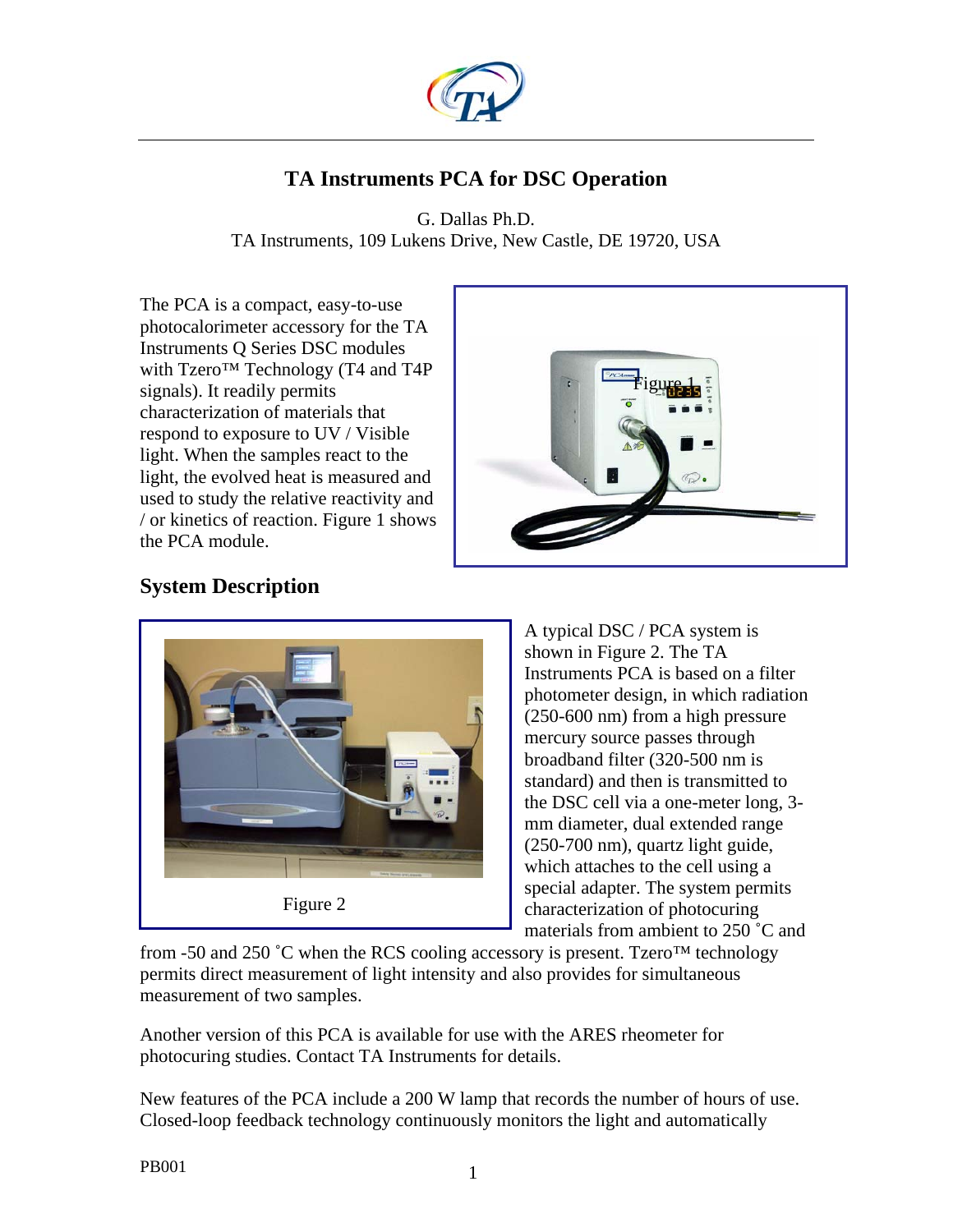# TA Instruments PCA for DSC Operation

G. Dallas Ph.D.
TA Instruments, 109 Lukens Drive, New Castle, DE 19720, USA

The PCA is a compact, easy-to-use photocalorimeter accessory for the TA Instruments Q Series DSC modules with Tzero™ Technology (T4 and T4P signals). It readily permits characterization of materials that respond to exposure to UV / Visible light. When the samples react to the light, the evolved heat is measured and used to study the relative reactivity and / or kinetics of reaction. Figure 1 shows the PCA module.

Figure 1

## System Description

Figure 2

A typical DSC / PCA system is shown in Figure 2. The TA Instruments PCA is based on a filter photometer design, in which radiation (250-600 nm) from a high pressure mercury source passes through broadband filter (320-500 nm is standard) and then is transmitted to the DSC cell via a one-meter long, 3-mm diameter, dual extended range (250-700 nm), quartz light guide, which attaches to the cell using a special adapter. The system permits characterization of photocuring materials from ambient to 250 ˚C and from -50 and 250 ˚C when the RCS cooling accessory is present. Tzero™ technology permits direct measurement of light intensity and also provides for simultaneous measurement of two samples.

Another version of this PCA is available for use with the ARES rheometer for photocuring studies. Contact TA Instruments for details.

New features of the PCA include a 200 W lamp that records the number of hours of use. Closed-loop feedback technology continuously monitors the light and automatically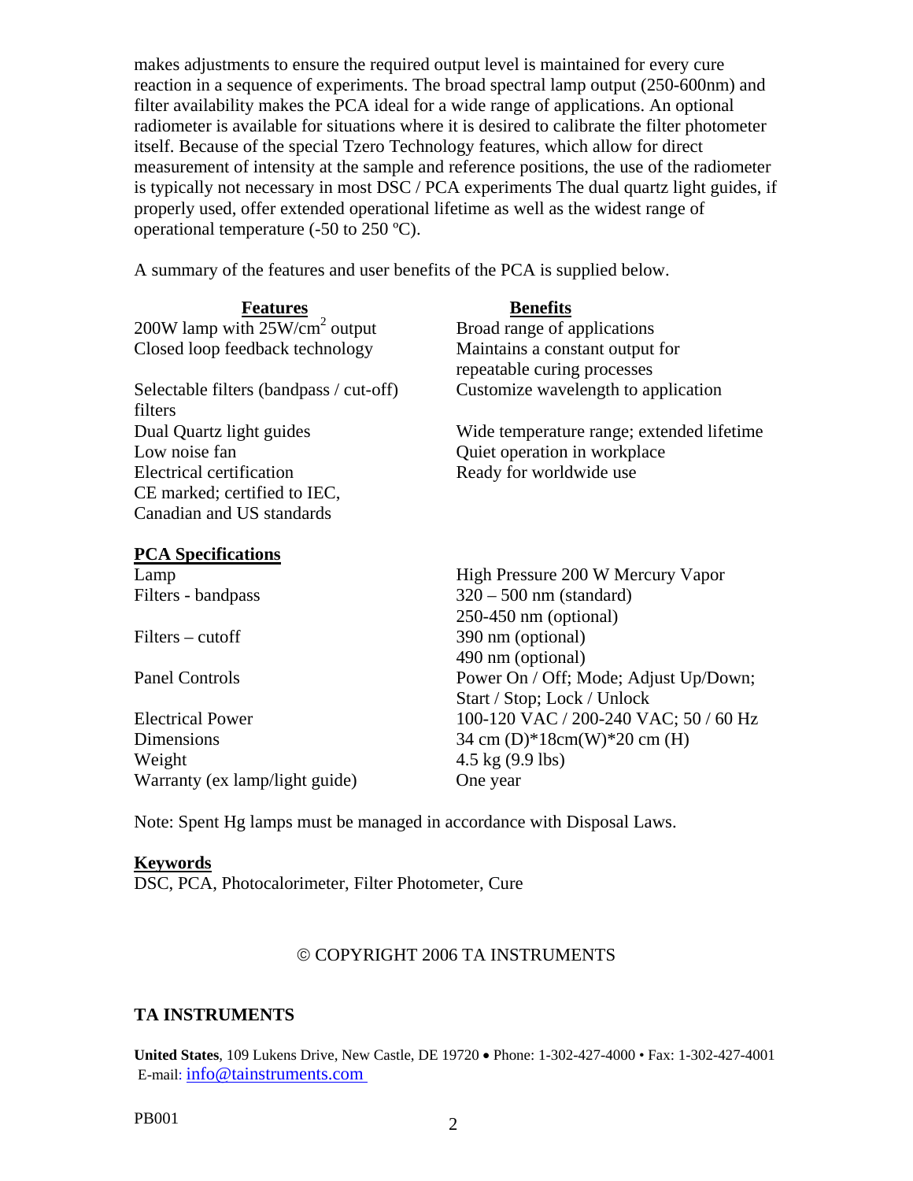makes adjustments to ensure the required output level is maintained for every cure reaction in a sequence of experiments. The broad spectral lamp output (250-600nm) and filter availability makes the PCA ideal for a wide range of applications. An optional radiometer is available for situations where it is desired to calibrate the filter photometer itself. Because of the special Tzero Technology features, which allow for direct measurement of intensity at the sample and reference positions, the use of the radiometer is typically not necessary in most DSC / PCA experiments The dual quartz light guides, if properly used, offer extended operational lifetime as well as the widest range of operational temperature (-50 to 250 ºC).

A summary of the features and user benefits of the PCA is supplied below.

| Features | Benefits |
| --- | --- |
| 200W lamp with 25W/cm$^2$ output | Broad range of applications |
| Closed loop feedback technology | Maintains a constant output for repeatable curing processes |
| Selectable filters (bandpass / cut-off) filters | Customize wavelength to application |
| Dual Quartz light guides | Wide temperature range; extended lifetime |
| Low noise fan | Quiet operation in workplace |
| Electrical certification CE marked; certified to IEC, Canadian and US standards | Ready for worldwide use |

**PCA Specifications**

| | |
| --- | --- |
| Lamp | High Pressure 200 W Mercury Vapor |
| Filters - bandpass | 320 – 500 nm (standard)<br>250-450 nm (optional) |
| Filters – cutoff | 390 nm (optional)<br>490 nm (optional) |
| Panel Controls | Power On / Off; Mode; Adjust Up/Down; Start / Stop; Lock / Unlock |
| Electrical Power | 100-120 VAC / 200-240 VAC; 50 / 60 Hz |
| Dimensions | 34 cm (D)*18cm(W)*20 cm (H) |
| Weight | 4.5 kg (9.9 lbs) |
| Warranty (ex lamp/light guide) | One year |

Note: Spent Hg lamps must be managed in accordance with Disposal Laws.

**Keywords**
DSC, PCA, Photocalorimeter, Filter Photometer, Cure

© COPYRIGHT 2006 TA INSTRUMENTS

**TA INSTRUMENTS**

**United States**, 109 Lukens Drive, New Castle, DE 19720 • Phone: 1-302-427-4000 • Fax: 1-302-427-4001
E-mail: info@tainstruments.com

PB001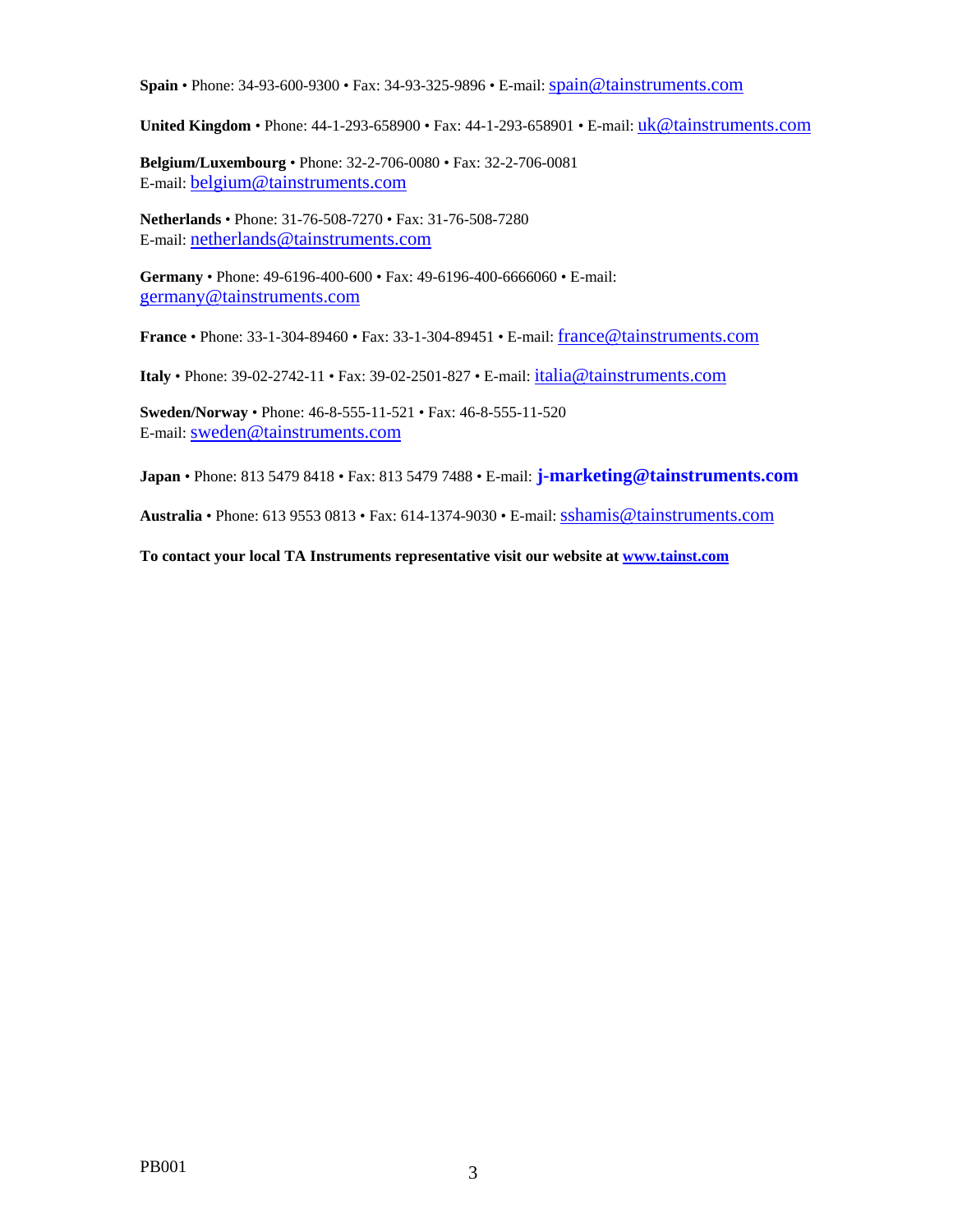**Spain** • Phone: 34-93-600-9300 • Fax: 34-93-325-9896 • E-mail: spain@tainstruments.com

**United Kingdom** • Phone: 44-1-293-658900 • Fax: 44-1-293-658901 • E-mail: uk@tainstruments.com

**Belgium/Luxembourg** • Phone: 32-2-706-0080 • Fax: 32-2-706-0081
E-mail: belgium@tainstruments.com

**Netherlands** • Phone: 31-76-508-7270 • Fax: 31-76-508-7280
E-mail: netherlands@tainstruments.com

**Germany** • Phone: 49-6196-400-600 • Fax: 49-6196-400-6666060 • E-mail: germany@tainstruments.com

**France** • Phone: 33-1-304-89460 • Fax: 33-1-304-89451 • E-mail: france@tainstruments.com

**Italy** • Phone: 39-02-2742-11 • Fax: 39-02-2501-827 • E-mail: italia@tainstruments.com

**Sweden/Norway** • Phone: 46-8-555-11-521 • Fax: 46-8-555-11-520
E-mail: sweden@tainstruments.com

**Japan** • Phone: 813 5479 8418 • Fax: 813 5479 7488 • E-mail: **j-marketing@tainstruments.com**

**Australia** • Phone: 613 9553 0813 • Fax: 614-1374-9030 • E-mail: sshamis@tainstruments.com

**To contact your local TA Instruments representative visit our website at www.tainst.com**

PB001